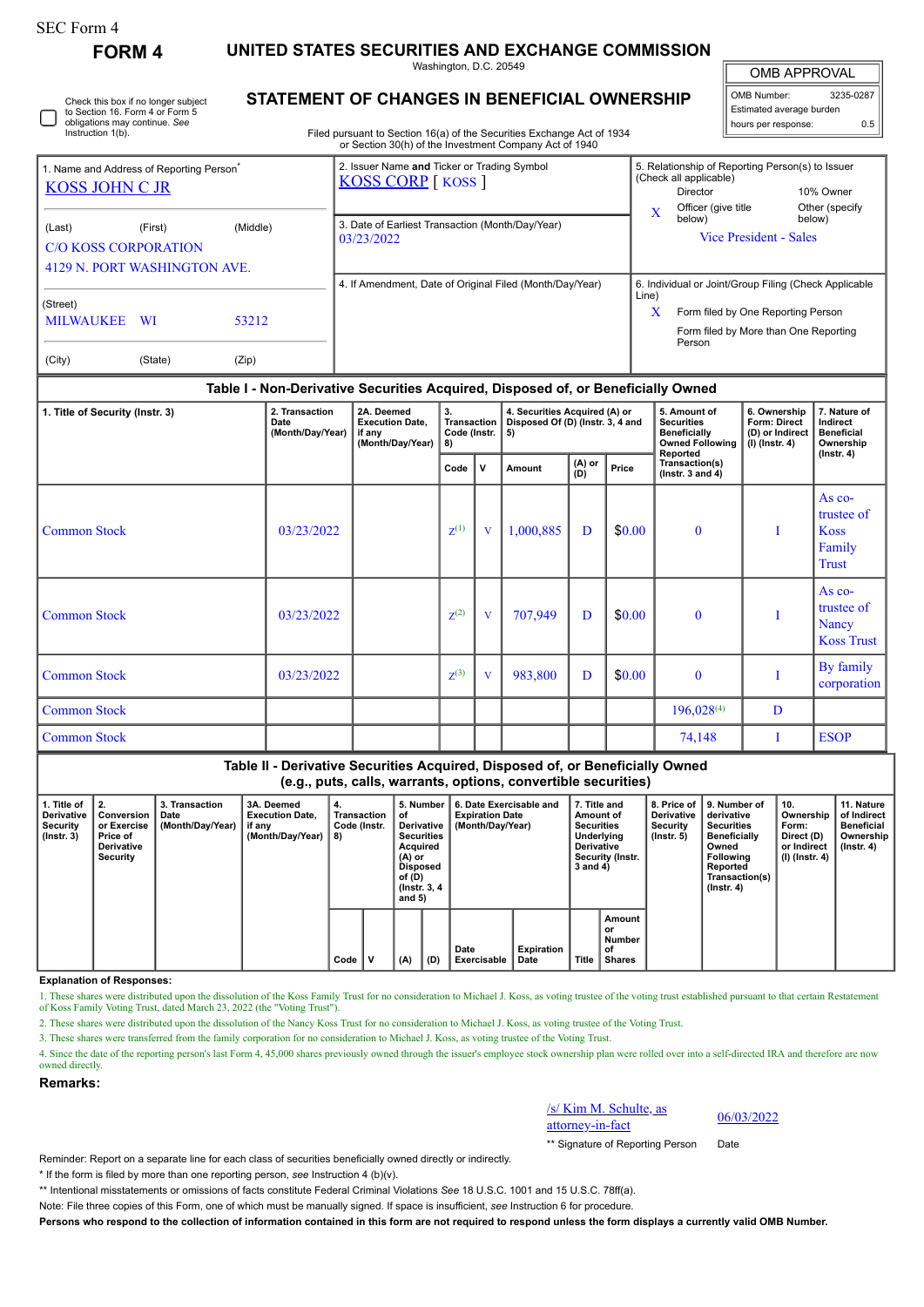SEC Form 4

**FORM 4**

# UNITED STATES SECURITIES AND EXCHANGE COMMISSION

Washington, D.C. 20549

## STATEMENT OF CHANGES IN BENEFICIAL OWNERSHIP

Filed pursuant to Section 16(a) of the Securities Exchange Act of 1934 or Section 30(h) of the Investment Company Act of 1940

| OMB APPROVAL | |
|---|---|
| OMB Number: | 3235-0287 |
| Estimated average burden | |
| hours per response: | 0.5 |

☐ Check this box if no longer subject to Section 16. Form 4 or Form 5 obligations may continue. *See* Instruction 1(b).

**1. Name and Address of Reporting Person***

KOSS JOHN C JR

(Last) (First) (Middle)

C/O KOSS CORPORATION
4129 N. PORT WASHINGTON AVE.

(Street)

MILWAUKEE WI 53212

(City) (State) (Zip)

**2. Issuer Name and Ticker or Trading Symbol**

KOSS CORP [ KOSS ]

**3. Date of Earliest Transaction (Month/Day/Year)**

03/23/2022

**4. If Amendment, Date of Original Filed (Month/Day/Year)**

**5. Relationship of Reporting Person(s) to Issuer (Check all applicable)**

Director | 10% Owner
X Officer (give title below) | Other (specify below)

Vice President - Sales

**6. Individual or Joint/Group Filing (Check Applicable Line)**

X Form filed by One Reporting Person

Form filed by More than One Reporting Person

### Table I - Non-Derivative Securities Acquired, Disposed of, or Beneficially Owned

| 1. Title of Security (Instr. 3) | 2. Transaction Date (Month/Day/Year) | 2A. Deemed Execution Date, if any (Month/Day/Year) | 3. Transaction Code (Instr. 8) | | 4. Securities Acquired (A) or Disposed Of (D) (Instr. 3, 4 and 5) | | | 5. Amount of Securities Beneficially Owned Following Reported Transaction(s) (Instr. 3 and 4) | 6. Ownership Form: Direct (D) or Indirect (I) (Instr. 4) | 7. Nature of Indirect Beneficial Ownership (Instr. 4) |
|---|---|---|---|---|---|---|---|---|---|---|
| | | | Code | V | Amount | (A) or (D) | Price | | | |
| Common Stock | 03/23/2022 | | Z[1] | V | 1,000,885 | D | $0.00 | 0 | I | As co-trustee of Koss Family Trust |
| Common Stock | 03/23/2022 | | Z[2] | V | 707,949 | D | $0.00 | 0 | I | As co-trustee of Nancy Koss Trust |
| Common Stock | 03/23/2022 | | Z[3] | V | 983,800 | D | $0.00 | 0 | I | By family corporation |
| Common Stock | | | | | | | | 196,028[4] | D | |
| Common Stock | | | | | | | | 74,148 | I | ESOP |

### Table II - Derivative Securities Acquired, Disposed of, or Beneficially Owned (e.g., puts, calls, warrants, options, convertible securities)

| 1. Title of Derivative Security (Instr. 3) | 2. Conversion or Exercise Price of Derivative Security | 3. Transaction Date (Month/Day/Year) | 3A. Deemed Execution Date, if any (Month/Day/Year) | 4. Transaction Code (Instr. 8) | | 5. Number of Derivative Securities Acquired (A) or Disposed of (D) (Instr. 3, 4 and 5) | | 6. Date Exercisable and Expiration Date (Month/Day/Year) | | 7. Title and Amount of Securities Underlying Derivative Security (Instr. 3 and 4) | | 8. Price of Derivative Security (Instr. 5) | 9. Number of derivative Securities Beneficially Owned Following Reported Transaction(s) (Instr. 4) | 10. Ownership Form: Direct (D) or Indirect (I) (Instr. 4) | 11. Nature of Indirect Beneficial Ownership (Instr. 4) |
|---|---|---|---|---|---|---|---|---|---|---|---|---|---|---|---|
| | | | | Code | V | (A) | (D) | Date Exercisable | Expiration Date | Title | Amount or Number of Shares | | | | |

**Explanation of Responses:**

1. These shares were distributed upon the dissolution of the Koss Family Trust for no consideration to Michael J. Koss, as voting trustee of the voting trust established pursuant to that certain Restatement of Koss Family Voting Trust, dated March 23, 2022 (the "Voting Trust").

2. These shares were distributed upon the dissolution of the Nancy Koss Trust for no consideration to Michael J. Koss, as voting trustee of the Voting Trust.

3. These shares were transferred from the family corporation for no consideration to Michael J. Koss, as voting trustee of the Voting Trust.

4. Since the date of the reporting person's last Form 4, 45,000 shares previously owned through the issuer's employee stock ownership plan were rolled over into a self-directed IRA and therefore are now owned directly.

**Remarks:**

/s/ Kim M. Schulte, as attorney-in-fact — 06/03/2022

** Signature of Reporting Person — Date

Reminder: Report on a separate line for each class of securities beneficially owned directly or indirectly.

* If the form is filed by more than one reporting person, *see* Instruction 4 (b)(v).

** Intentional misstatements or omissions of facts constitute Federal Criminal Violations *See* 18 U.S.C. 1001 and 15 U.S.C. 78ff(a).

Note: File three copies of this Form, one of which must be manually signed. If space is insufficient, *see* Instruction 6 for procedure.

**Persons who respond to the collection of information contained in this form are not required to respond unless the form displays a currently valid OMB Number.**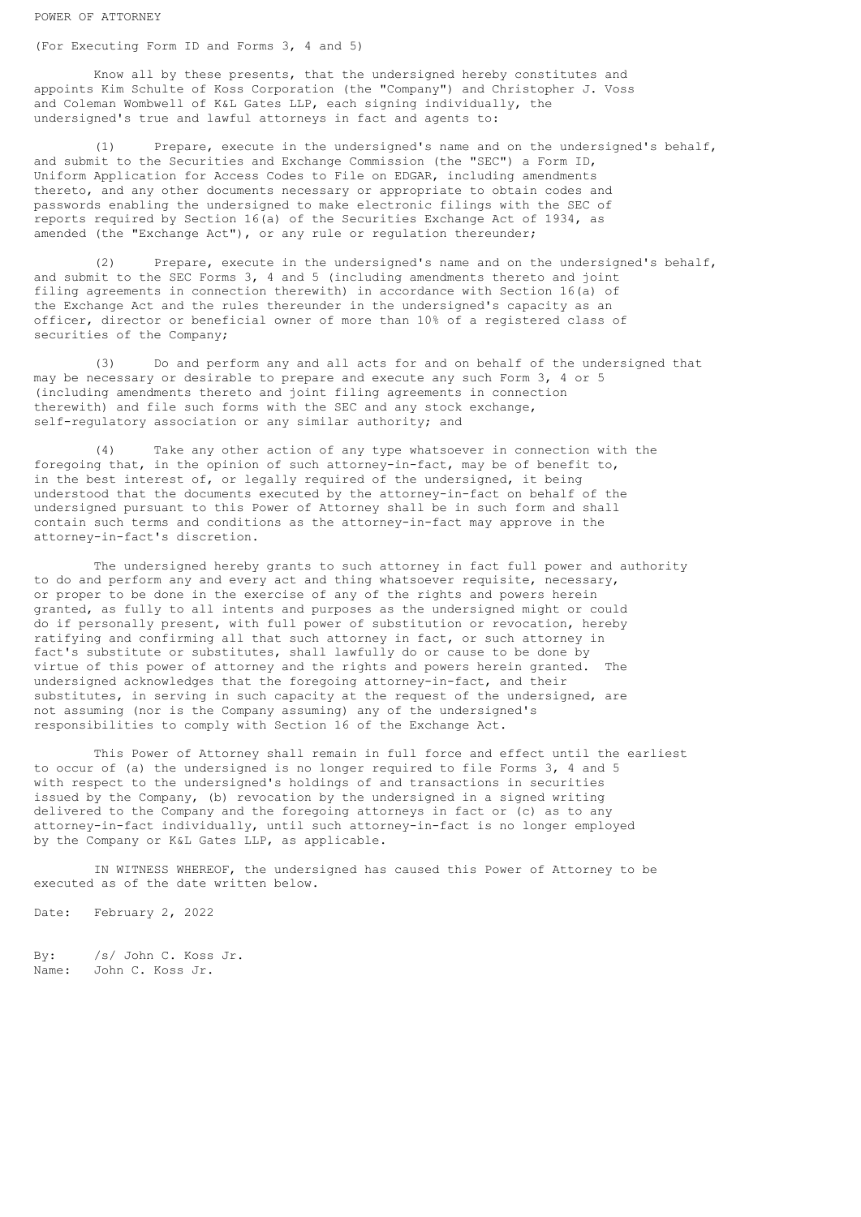# POWER OF ATTORNEY

(For Executing Form ID and Forms 3, 4 and 5)

Know all by these presents, that the undersigned hereby constitutes and appoints Kim Schulte of Koss Corporation (the "Company") and Christopher J. Voss and Coleman Wombwell of K&L Gates LLP, each signing individually, the undersigned's true and lawful attorneys in fact and agents to:

(1) Prepare, execute in the undersigned's name and on the undersigned's behalf, and submit to the Securities and Exchange Commission (the "SEC") a Form ID, Uniform Application for Access Codes to File on EDGAR, including amendments thereto, and any other documents necessary or appropriate to obtain codes and passwords enabling the undersigned to make electronic filings with the SEC of reports required by Section 16(a) of the Securities Exchange Act of 1934, as amended (the "Exchange Act"), or any rule or regulation thereunder;

(2) Prepare, execute in the undersigned's name and on the undersigned's behalf, and submit to the SEC Forms 3, 4 and 5 (including amendments thereto and joint filing agreements in connection therewith) in accordance with Section 16(a) of the Exchange Act and the rules thereunder in the undersigned's capacity as an officer, director or beneficial owner of more than 10% of a registered class of securities of the Company;

(3) Do and perform any and all acts for and on behalf of the undersigned that may be necessary or desirable to prepare and execute any such Form 3, 4 or 5 (including amendments thereto and joint filing agreements in connection therewith) and file such forms with the SEC and any stock exchange, self-regulatory association or any similar authority; and

(4) Take any other action of any type whatsoever in connection with the foregoing that, in the opinion of such attorney-in-fact, may be of benefit to, in the best interest of, or legally required of the undersigned, it being understood that the documents executed by the attorney-in-fact on behalf of the undersigned pursuant to this Power of Attorney shall be in such form and shall contain such terms and conditions as the attorney-in-fact may approve in the attorney-in-fact's discretion.

The undersigned hereby grants to such attorney in fact full power and authority to do and perform any and every act and thing whatsoever requisite, necessary, or proper to be done in the exercise of any of the rights and powers herein granted, as fully to all intents and purposes as the undersigned might or could do if personally present, with full power of substitution or revocation, hereby ratifying and confirming all that such attorney in fact, or such attorney in fact's substitute or substitutes, shall lawfully do or cause to be done by virtue of this power of attorney and the rights and powers herein granted. The undersigned acknowledges that the foregoing attorney-in-fact, and their substitutes, in serving in such capacity at the request of the undersigned, are not assuming (nor is the Company assuming) any of the undersigned's responsibilities to comply with Section 16 of the Exchange Act.

This Power of Attorney shall remain in full force and effect until the earliest to occur of (a) the undersigned is no longer required to file Forms 3, 4 and 5 with respect to the undersigned's holdings of and transactions in securities issued by the Company, (b) revocation by the undersigned in a signed writing delivered to the Company and the foregoing attorneys in fact or (c) as to any attorney-in-fact individually, until such attorney-in-fact is no longer employed by the Company or K&L Gates LLP, as applicable.

IN WITNESS WHEREOF, the undersigned has caused this Power of Attorney to be executed as of the date written below.

Date: February 2, 2022

By: /s/ John C. Koss Jr.
Name: John C. Koss Jr.